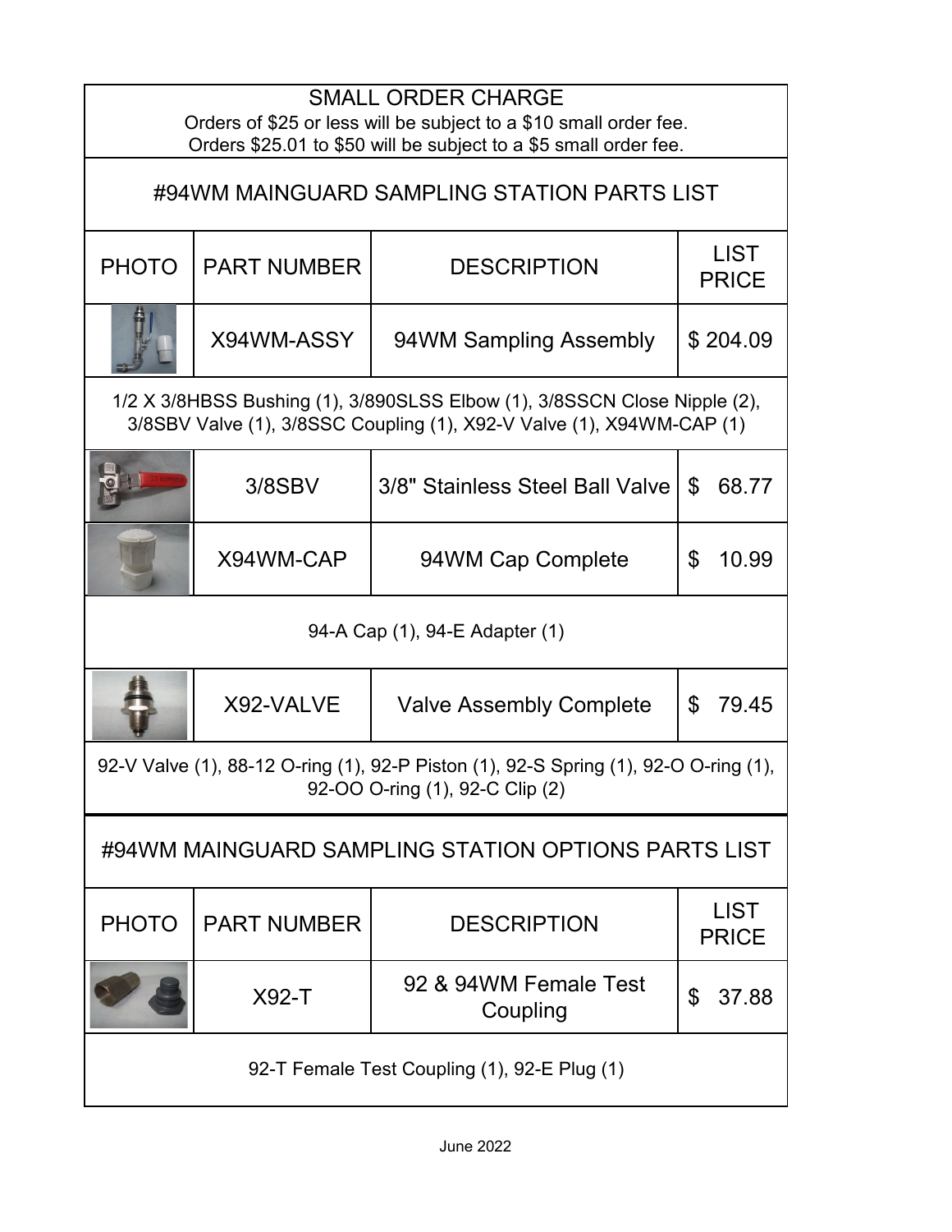## SMALL ORDER CHARGE

Orders of $25 or less will be subject to a $10 small order fee.
Orders $25.01 to $50 will be subject to a $5 small order fee.

## #94WM MAINGUARD SAMPLING STATION PARTS LIST

| PHOTO | PART NUMBER | DESCRIPTION | LIST PRICE |
|---|---|---|---|
| | X94WM-ASSY | 94WM Sampling Assembly | $ 204.09 |
| 1/2 X 3/8HBSS Bushing (1), 3/890SLSS Elbow (1), 3/8SSCN Close Nipple (2), 3/8SBV Valve (1), 3/8SSC Coupling (1), X92-V Valve (1), X94WM-CAP (1) | | | |
| | 3/8SBV | 3/8" Stainless Steel Ball Valve | $ 68.77 |
| | X94WM-CAP | 94WM Cap Complete | $ 10.99 |
| 94-A Cap (1), 94-E Adapter (1) | | | |
| | X92-VALVE | Valve Assembly Complete | $ 79.45 |
| 92-V Valve (1), 88-12 O-ring (1), 92-P Piston (1), 92-S Spring (1), 92-O O-ring (1), 92-OO O-ring (1), 92-C Clip (2) | | | |

## #94WM MAINGUARD SAMPLING STATION OPTIONS PARTS LIST

| PHOTO | PART NUMBER | DESCRIPTION | LIST PRICE |
|---|---|---|---|
| | X92-T | 92 & 94WM Female Test Coupling | $ 37.88 |
| 92-T Female Test Coupling (1), 92-E Plug (1) | | | |

June 2022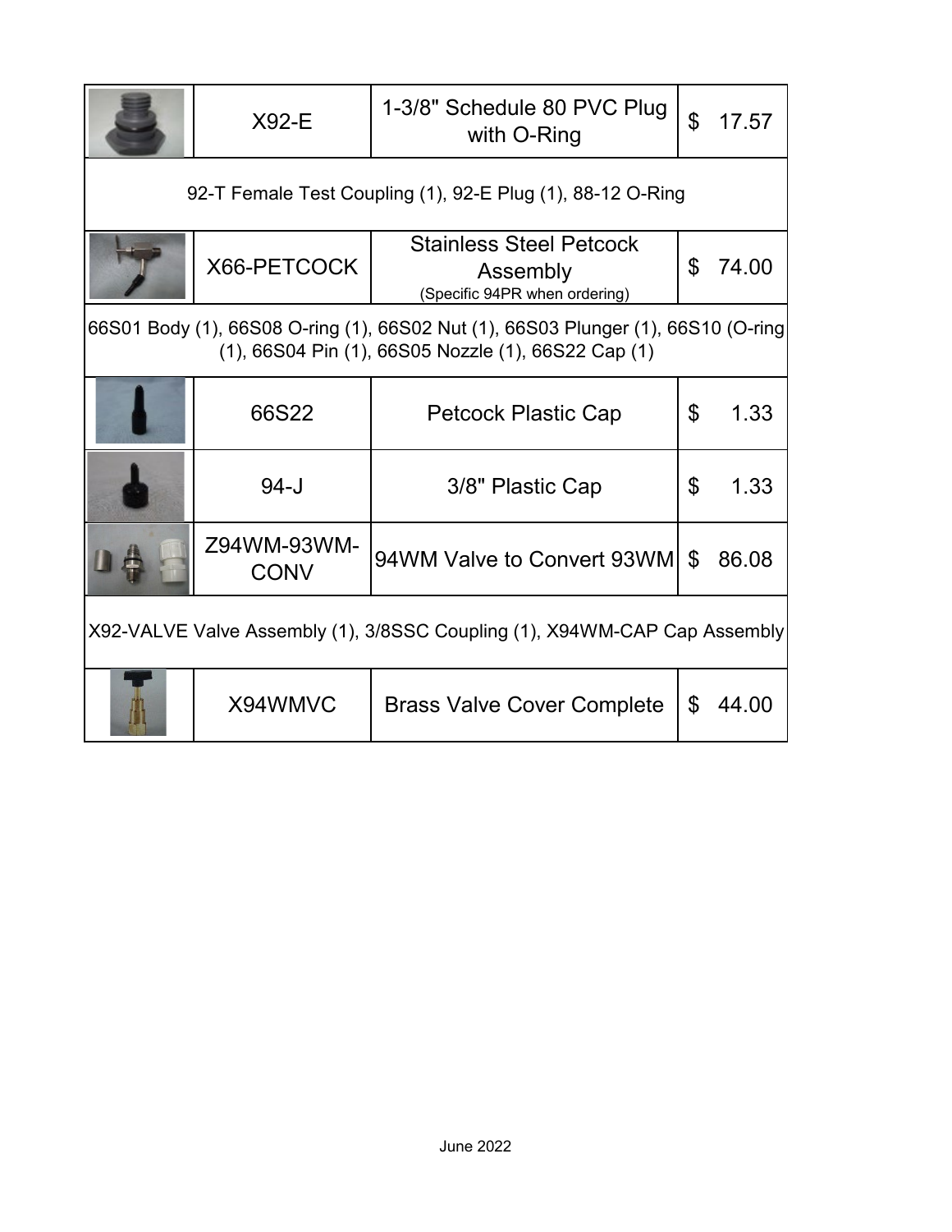| | | | |
|---|---|---|---|
| | X92-E | 1-3/8" Schedule 80 PVC Plug with O-Ring | $ 17.57 |
| 92-T Female Test Coupling (1), 92-E Plug (1), 88-12 O-Ring | | | |
| | X66-PETCOCK | Stainless Steel Petcock Assembly (Specific 94PR when ordering) | $ 74.00 |
| 66S01 Body (1), 66S08 O-ring (1), 66S02 Nut (1), 66S03 Plunger (1), 66S10 (O-ring (1), 66S04 Pin (1), 66S05 Nozzle (1), 66S22 Cap (1) | | | |
| | 66S22 | Petcock Plastic Cap | $ 1.33 |
| | 94-J | 3/8" Plastic Cap | $ 1.33 |
| | Z94WM-93WM-CONV | 94WM Valve to Convert 93WM | $ 86.08 |
| X92-VALVE Valve Assembly (1), 3/8SSC Coupling (1), X94WM-CAP Cap Assembly | | | |
| | X94WMVC | Brass Valve Cover Complete | $ 44.00 |

June 2022